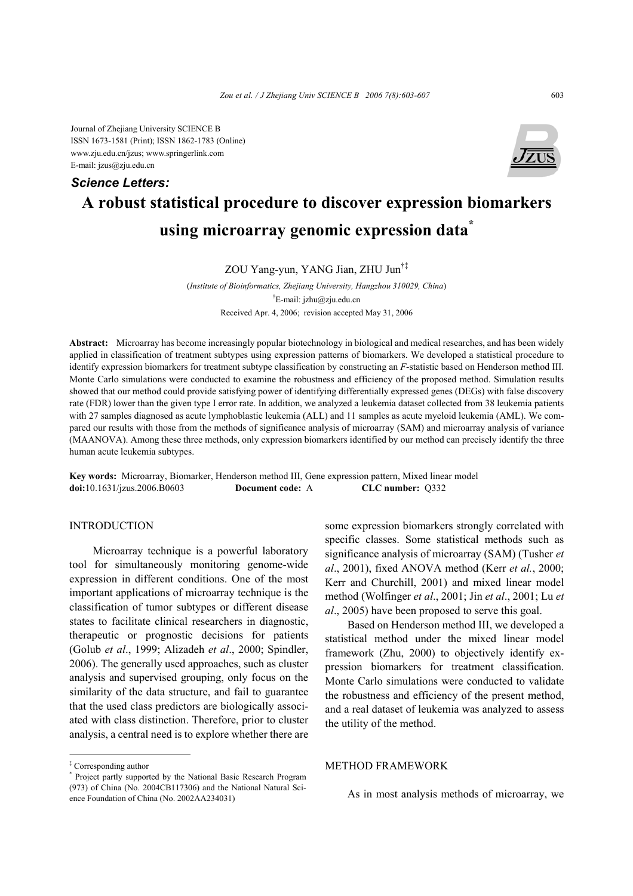Journal of Zhejiang University SCIENCE B
ISSN 1673-1581 (Print); ISSN 1862-1783 (Online)
www.zju.edu.cn/jzus; www.springerlink.com
E-mail: jzus@zju.edu.cn

***Science Letters:***

# A robust statistical procedure to discover expression biomarkers using microarray genomic expression data*

ZOU Yang-yun, YANG Jian, ZHU Jun[†‡]

(*Institute of Bioinformatics, Zhejiang University, Hangzhou 310029, China*)

[†]E-mail: jzhu@zju.edu.cn

Received Apr. 4, 2006; revision accepted May 31, 2006

**Abstract:** Microarray has become increasingly popular biotechnology in biological and medical researches, and has been widely applied in classification of treatment subtypes using expression patterns of biomarkers. We developed a statistical procedure to identify expression biomarkers for treatment subtype classification by constructing an *F*-statistic based on Henderson method III. Monte Carlo simulations were conducted to examine the robustness and efficiency of the proposed method. Simulation results showed that our method could provide satisfying power of identifying differentially expressed genes (DEGs) with false discovery rate (FDR) lower than the given type I error rate. In addition, we analyzed a leukemia dataset collected from 38 leukemia patients with 27 samples diagnosed as acute lymphoblastic leukemia (ALL) and 11 samples as acute myeloid leukemia (AML). We compared our results with those from the methods of significance analysis of microarray (SAM) and microarray analysis of variance (MAANOVA). Among these three methods, only expression biomarkers identified by our method can precisely identify the three human acute leukemia subtypes.

**Key words:** Microarray, Biomarker, Henderson method III, Gene expression pattern, Mixed linear model
**doi:**10.1631/jzus.2006.B0603 **Document code:** A **CLC number:** Q332

## INTRODUCTION

Microarray technique is a powerful laboratory tool for simultaneously monitoring genome-wide expression in different conditions. One of the most important applications of microarray technique is the classification of tumor subtypes or different disease states to facilitate clinical researchers in diagnostic, therapeutic or prognostic decisions for patients (Golub *et al*., 1999; Alizadeh *et al*., 2000; Spindler, 2006). The generally used approaches, such as cluster analysis and supervised grouping, only focus on the similarity of the data structure, and fail to guarantee that the used class predictors are biologically associated with class distinction. Therefore, prior to cluster analysis, a central need is to explore whether there are some expression biomarkers strongly correlated with specific classes. Some statistical methods such as significance analysis of microarray (SAM) (Tusher *et al*., 2001), fixed ANOVA method (Kerr *et al.*, 2000; Kerr and Churchill, 2001) and mixed linear model method (Wolfinger *et al*., 2001; Jin *et al*., 2001; Lu *et al*., 2005) have been proposed to serve this goal.

Based on Henderson method III, we developed a statistical method under the mixed linear model framework (Zhu, 2000) to objectively identify expression biomarkers for treatment classification. Monte Carlo simulations were conducted to validate the robustness and efficiency of the present method, and a real dataset of leukemia was analyzed to assess the utility of the method.

## METHOD FRAMEWORK

As in most analysis methods of microarray, we

---

‡ Corresponding author
\* Project partly supported by the National Basic Research Program (973) of China (No. 2004CB117306) and the National Natural Science Foundation of China (No. 2002AA234031)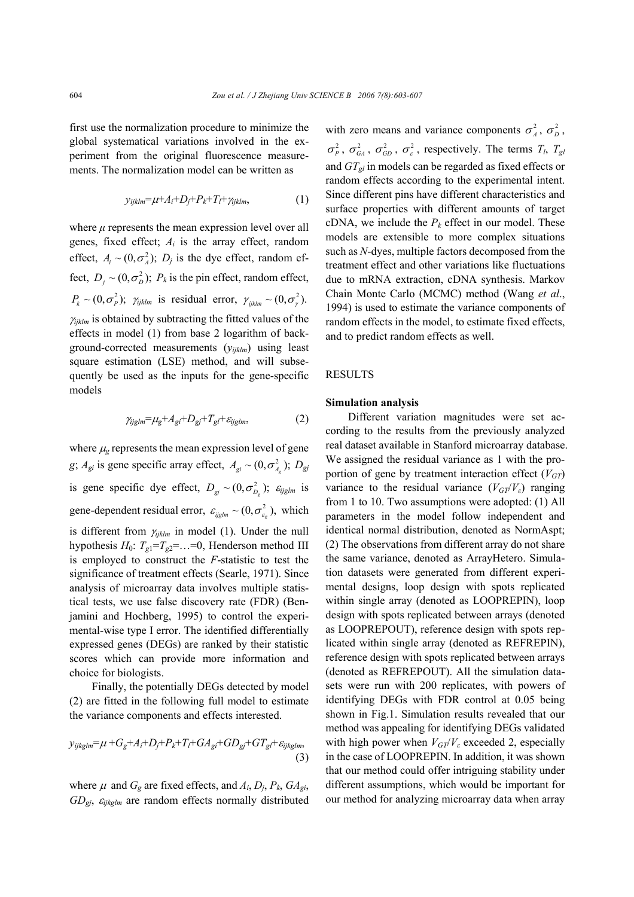first use the normalization procedure to minimize the global systematical variations involved in the experiment from the original fluorescence measurements. The normalization model can be written as

$$y_{ijklm}=\mu+A_i+D_j+P_k+T_l+\gamma_{ijklm}, \tag{1}$$

where $\mu$ represents the mean expression level over all genes, fixed effect; $A_i$ is the array effect, random effect, $A_i \sim (0,\sigma_A^2)$; $D_j$ is the dye effect, random effect, $D_j \sim (0,\sigma_D^2)$; $P_k$ is the pin effect, random effect, $P_k \sim (0,\sigma_P^2)$; $\gamma_{ijklm}$ is residual error, $\gamma_{ijklm} \sim (0,\sigma_\gamma^2)$. $\gamma_{ijklm}$ is obtained by subtracting the fitted values of the effects in model (1) from base 2 logarithm of background-corrected measurements ($y_{ijklm}$) using least square estimation (LSE) method, and will subsequently be used as the inputs for the gene-specific models

$$\gamma_{ijglm}=\mu_g+A_{gi}+D_{gj}+T_{gl}+\varepsilon_{ijglm}, \tag{2}$$

where $\mu_g$ represents the mean expression level of gene $g$; $A_{gi}$ is gene specific array effect, $A_{gi} \sim (0,\sigma_{A_g}^2)$; $D_{gj}$ is gene specific dye effect, $D_{gj} \sim (0,\sigma_{D_g}^2)$; $\varepsilon_{ijglm}$ is gene-dependent residual error, $\varepsilon_{ijglm} \sim (0,\sigma_{\varepsilon_g}^2)$, which is different from $\gamma_{ijklm}$ in model (1). Under the null hypothesis $H_0$: $T_{g1}=T_{g2}=\ldots=0$, Henderson method III is employed to construct the $F$-statistic to test the significance of treatment effects (Searle, 1971). Since analysis of microarray data involves multiple statistical tests, we use false discovery rate (FDR) (Benjamini and Hochberg, 1995) to control the experimental-wise type I error. The identified differentially expressed genes (DEGs) are ranked by their statistic scores which can provide more information and choice for biologists.

Finally, the potentially DEGs detected by model (2) are fitted in the following full model to estimate the variance components and effects interested.

$$y_{ijkglm}=\mu+G_g+A_i+D_j+P_k+T_l+GA_{gi}+GD_{gj}+GT_{gl}+\varepsilon_{ijkglm}, \tag{3}$$

where $\mu$ and $G_g$ are fixed effects, and $A_i$, $D_j$, $P_k$, $GA_{gi}$, $GD_{gj}$, $\varepsilon_{ijkglm}$ are random effects normally distributed with zero means and variance components $\sigma_A^2$, $\sigma_D^2$, $\sigma_P^2$, $\sigma_{GA}^2$, $\sigma_{GD}^2$, $\sigma_\varepsilon^2$, respectively. The terms $T_l$, $T_{gl}$ and $GT_{gl}$ in models can be regarded as fixed effects or random effects according to the experimental intent. Since different pins have different characteristics and surface properties with different amounts of target cDNA, we include the $P_k$ effect in our model. These models are extensible to more complex situations such as $N$-dyes, multiple factors decomposed from the treatment effect and other variations like fluctuations due to mRNA extraction, cDNA synthesis. Markov Chain Monte Carlo (MCMC) method (Wang *et al*., 1994) is used to estimate the variance components of random effects in the model, to estimate fixed effects, and to predict random effects as well.

## RESULTS

### Simulation analysis

Different variation magnitudes were set according to the results from the previously analyzed real dataset available in Stanford microarray database. We assigned the residual variance as 1 with the proportion of gene by treatment interaction effect ($V_{GT}$) variance to the residual variance ($V_{GT}/V_\varepsilon$) ranging from 1 to 10. Two assumptions were adopted: (1) All parameters in the model follow independent and identical normal distribution, denoted as NormAspt; (2) The observations from different array do not share the same variance, denoted as ArrayHetero. Simulation datasets were generated from different experimental designs, loop design with spots replicated within single array (denoted as LOOPREPIN), loop design with spots replicated between arrays (denoted as LOOPREPOUT), reference design with spots replicated within single array (denoted as REFREPIN), reference design with spots replicated between arrays (denoted as REFREPOUT). All the simulation datasets were run with 200 replicates, with powers of identifying DEGs with FDR control at 0.05 being shown in Fig.1. Simulation results revealed that our method was appealing for identifying DEGs validated with high power when $V_{GT}/V_\varepsilon$ exceeded 2, especially in the case of LOOPREPIN. In addition, it was shown that our method could offer intriguing stability under different assumptions, which would be important for our method for analyzing microarray data when array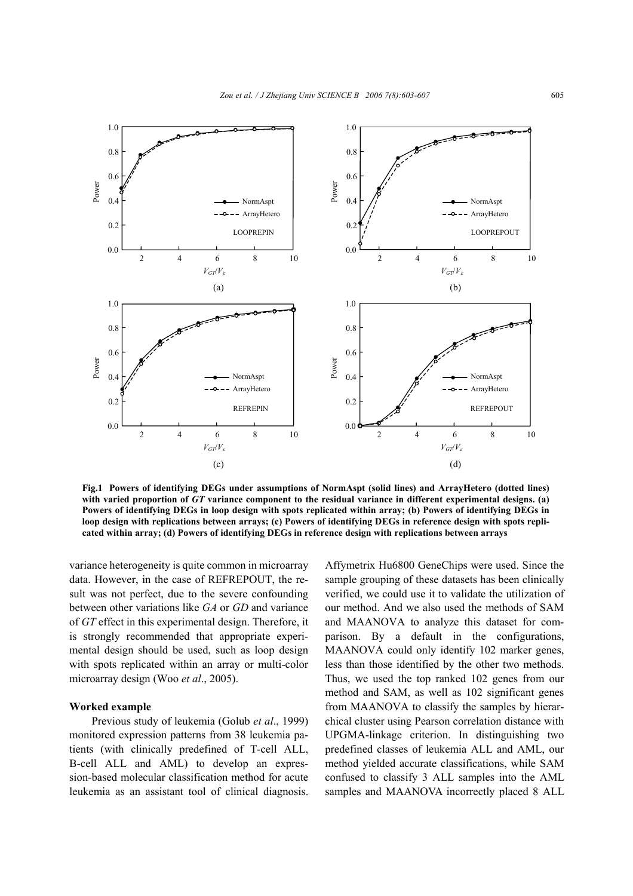**Fig.1 Powers of identifying DEGs under assumptions of NormAspt (solid lines) and ArrayHetero (dotted lines) with varied proportion of *GT* variance component to the residual variance in different experimental designs. (a) Powers of identifying DEGs in loop design with spots replicated within array; (b) Powers of identifying DEGs in loop design with replications between arrays; (c) Powers of identifying DEGs in reference design with spots replicated within array; (d) Powers of identifying DEGs in reference design with replications between arrays**

variance heterogeneity is quite common in microarray data. However, in the case of REFREPOUT, the result was not perfect, due to the severe confounding between other variations like *GA* or *GD* and variance of *GT* effect in this experimental design. Therefore, it is strongly recommended that appropriate experimental design should be used, such as loop design with spots replicated within an array or multi-color microarray design (Woo *et al*., 2005).

### Worked example

Previous study of leukemia (Golub *et al*., 1999) monitored expression patterns from 38 leukemia patients (with clinically predefined of T-cell ALL, B-cell ALL and AML) to develop an expression-based molecular classification method for acute leukemia as an assistant tool of clinical diagnosis. Affymetrix Hu6800 GeneChips were used. Since the sample grouping of these datasets has been clinically verified, we could use it to validate the utilization of our method. And we also used the methods of SAM and MAANOVA to analyze this dataset for comparison. By a default in the configurations, MAANOVA could only identify 102 marker genes, less than those identified by the other two methods. Thus, we used the top ranked 102 genes from our method and SAM, as well as 102 significant genes from MAANOVA to classify the samples by hierarchical cluster using Pearson correlation distance with UPGMA-linkage criterion. In distinguishing two predefined classes of leukemia ALL and AML, our method yielded accurate classifications, while SAM confused to classify 3 ALL samples into the AML samples and MAANOVA incorrectly placed 8 ALL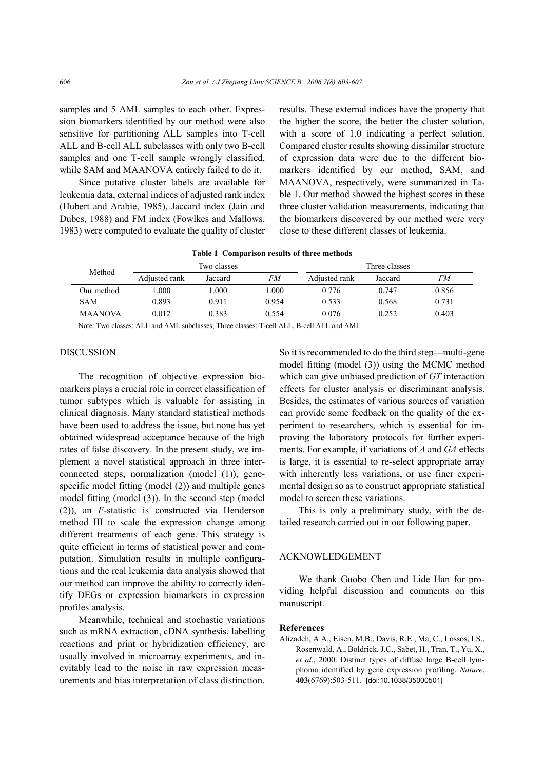samples and 5 AML samples to each other. Expression biomarkers identified by our method were also sensitive for partitioning ALL samples into T-cell ALL and B-cell ALL subclasses with only two B-cell samples and one T-cell sample wrongly classified, while SAM and MAANOVA entirely failed to do it.

Since putative cluster labels are available for leukemia data, external indices of adjusted rank index (Hubert and Arabie, 1985), Jaccard index (Jain and Dubes, 1988) and FM index (Fowlkes and Mallows, 1983) were computed to evaluate the quality of cluster results. These external indices have the property that the higher the score, the better the cluster solution, with a score of 1.0 indicating a perfect solution. Compared cluster results showing dissimilar structure of expression data were due to the different biomarkers identified by our method, SAM, and MAANOVA, respectively, were summarized in Table 1. Our method showed the highest scores in these three cluster validation measurements, indicating that the biomarkers discovered by our method were very close to these different classes of leukemia.

**Table 1 Comparison results of three methods**

| Method | Two classes | | | Three classes | | |
|---|---|---|---|---|---|---|
| | Adjusted rank | Jaccard | *FM* | Adjusted rank | Jaccard | *FM* |
| Our method | 1.000 | 1.000 | 1.000 | 0.776 | 0.747 | 0.856 |
| SAM | 0.893 | 0.911 | 0.954 | 0.533 | 0.568 | 0.731 |
| MAANOVA | 0.012 | 0.383 | 0.554 | 0.076 | 0.252 | 0.403 |

Note: Two classes: ALL and AML subclasses; Three classes: T-cell ALL, B-cell ALL and AML

## DISCUSSION

The recognition of objective expression biomarkers plays a crucial role in correct classification of tumor subtypes which is valuable for assisting in clinical diagnosis. Many standard statistical methods have been used to address the issue, but none has yet obtained widespread acceptance because of the high rates of false discovery. In the present study, we implement a novel statistical approach in three interconnected steps, normalization (model (1)), gene-specific model fitting (model (2)) and multiple genes model fitting (model (3)). In the second step (model (2)), an *F*-statistic is constructed via Henderson method III to scale the expression change among different treatments of each gene. This strategy is quite efficient in terms of statistical power and computation. Simulation results in multiple configurations and the real leukemia data analysis showed that our method can improve the ability to correctly identify DEGs or expression biomarkers in expression profiles analysis.

Meanwhile, technical and stochastic variations such as mRNA extraction, cDNA synthesis, labelling reactions and print or hybridization efficiency, are usually involved in microarray experiments, and inevitably lead to the noise in raw expression measurements and bias interpretation of class distinction. So it is recommended to do the third step—multi-gene model fitting (model (3)) using the MCMC method which can give unbiased prediction of *GT* interaction effects for cluster analysis or discriminant analysis. Besides, the estimates of various sources of variation can provide some feedback on the quality of the experiment to researchers, which is essential for improving the laboratory protocols for further experiments. For example, if variations of *A* and *GA* effects is large, it is essential to re-select appropriate array with inherently less variations, or use finer experimental design so as to construct appropriate statistical model to screen these variations.

This is only a preliminary study, with the detailed research carried out in our following paper.

## ACKNOWLEDGEMENT

We thank Guobo Chen and Lide Han for providing helpful discussion and comments on this manuscript.

### References

Alizadeh, A.A., Eisen, M.B., Davis, R.E., Ma, C., Lossos, I.S., Rosenwald, A., Boldrick, J.C., Sabet, H., Tran, T., Yu, X., *et al*., 2000. Distinct types of diffuse large B-cell lymphoma identified by gene expression profiling. *Nature*, **403**(6769):503-511. [doi:10.1038/35000501]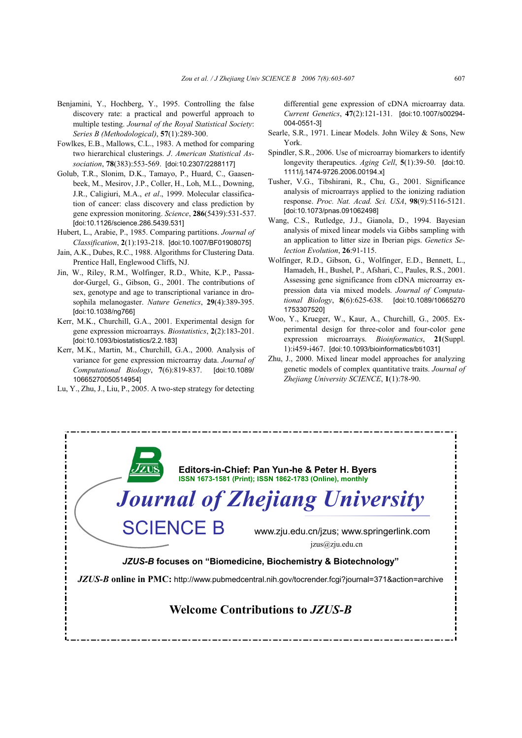Benjamini, Y., Hochberg, Y., 1995. Controlling the false discovery rate: a practical and powerful approach to multiple testing. *Journal of the Royal Statistical Society: Series B (Methodological)*, **57**(1):289-300.

Fowlkes, E.B., Mallows, C.L., 1983. A method for comparing two hierarchical clusterings. *J. American Statistical Association*, **78**(383):553-569. [doi:10.2307/2288117]

Golub, T.R., Slonim, D.K., Tamayo, P., Huard, C., Gaasenbeek, M., Mesirov, J.P., Coller, H., Loh, M.L., Downing, J.R., Caligiuri, M.A., *et al*., 1999. Molecular classification of cancer: class discovery and class prediction by gene expression monitoring. *Science*, **286**(5439):531-537. [doi:10.1126/science.286.5439.531]

Hubert, L., Arabie, P., 1985. Comparing partitions. *Journal of Classification*, **2**(1):193-218. [doi:10.1007/BF01908075]

Jain, A.K., Dubes, R.C., 1988. Algorithms for Clustering Data. Prentice Hall, Englewood Cliffs, NJ.

Jin, W., Riley, R.M., Wolfinger, R.D., White, K.P., Passador-Gurgel, G., Gibson, G., 2001. The contributions of sex, genotype and age to transcriptional variance in drosophila melanogaster. *Nature Genetics*, **29**(4):389-395. [doi:10.1038/ng766]

Kerr, M.K., Churchill, G.A., 2001. Experimental design for gene expression microarrays. *Biostatistics*, **2**(2):183-201. [doi:10.1093/biostatistics/2.2.183]

Kerr, M.K., Martin, M., Churchill, G.A., 2000. Analysis of variance for gene expression microarray data. *Journal of Computational Biology*, **7**(6):819-837. [doi:10.1089/10665270050514954]

Lu, Y., Zhu, J., Liu, P., 2005. A two-step strategy for detecting differential gene expression of cDNA microarray data. *Current Genetics*, **47**(2):121-131. [doi:10.1007/s00294-004-0551-3]

Searle, S.R., 1971. Linear Models. John Wiley & Sons, New York.

Spindler, S.R., 2006. Use of microarray biomarkers to identify longevity therapeutics. *Aging Cell*, **5**(1):39-50. [doi:10.1111/j.1474-9726.2006.00194.x]

Tusher, V.G., Tibshirani, R., Chu, G., 2001. Significance analysis of microarrays applied to the ionizing radiation response. *Proc. Nat. Acad. Sci. USA*, **98**(9):5116-5121. [doi:10.1073/pnas.091062498]

Wang, C.S., Rutledge, J.J., Gianola, D., 1994. Bayesian analysis of mixed linear models via Gibbs sampling with an application to litter size in Iberian pigs. *Genetics Selection Evolution*, **26**:91-115.

Wolfinger, R.D., Gibson, G., Wolfinger, E.D., Bennett, L., Hamadeh, H., Bushel, P., Afshari, C., Paules, R.S., 2001. Assessing gene significance from cDNA microarray expression data via mixed models. *Journal of Computational Biology*, **8**(6):625-638. [doi:10.1089/106652701753307520]

Woo, Y., Krueger, W., Kaur, A., Churchill, G., 2005. Experimental design for three-color and four-color gene expression microarrays. *Bioinformatics*, **21**(Suppl. 1):i459-i467. [doi:10.1093/bioinformatics/bti1031]

Zhu, J., 2000. Mixed linear model approaches for analyzing genetic models of complex quantitative traits. *Journal of Zhejiang University SCIENCE*, **1**(1):78-90.

---

JZUS

**Editors-in-Chief: Pan Yun-he & Peter H. Byers**
**ISSN 1673-1581 (Print); ISSN 1862-1783 (Online), monthly**

***Journal of Zhejiang University***
SCIENCE B

www.zju.edu.cn/jzus; www.springerlink.com
jzus@zju.edu.cn

***JZUS-B*** **focuses on "Biomedicine, Biochemistry & Biotechnology"**

***JZUS-B*** **online in PMC:** http://www.pubmedcentral.nih.gov/tocrender.fcgi?journal=371&action=archive

**Welcome Contributions to *JZUS-B***